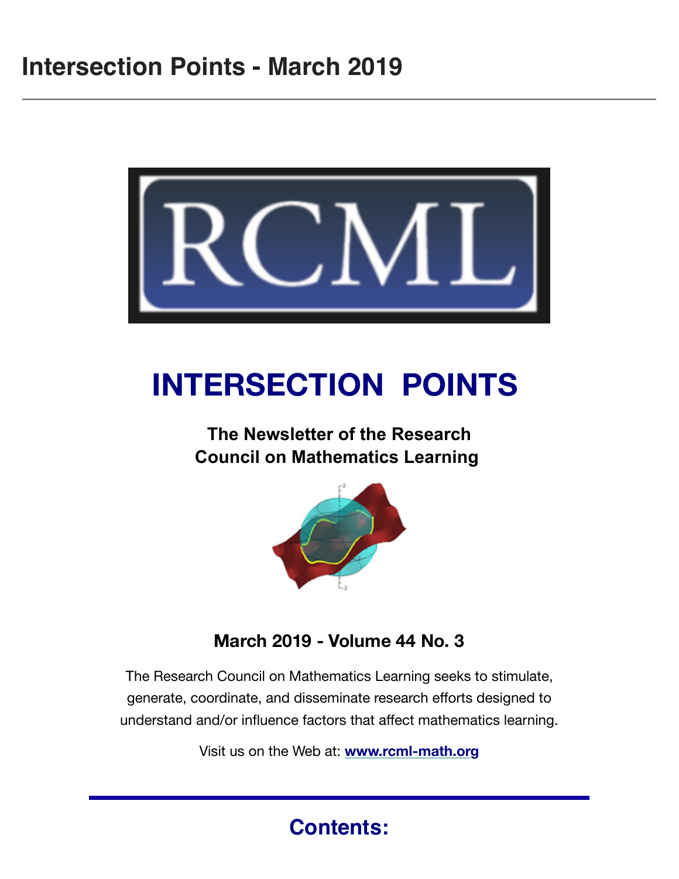# Intersection Points - March 2019

RCML

# INTERSECTION POINTS

**The Newsletter of the Research Council on Mathematics Learning**

**March 2019 - Volume 44 No. 3**

The Research Council on Mathematics Learning seeks to stimulate, generate, coordinate, and disseminate research efforts designed to understand and/or influence factors that affect mathematics learning.

Visit us on the Web at: **www.rcml-math.org**

## Contents: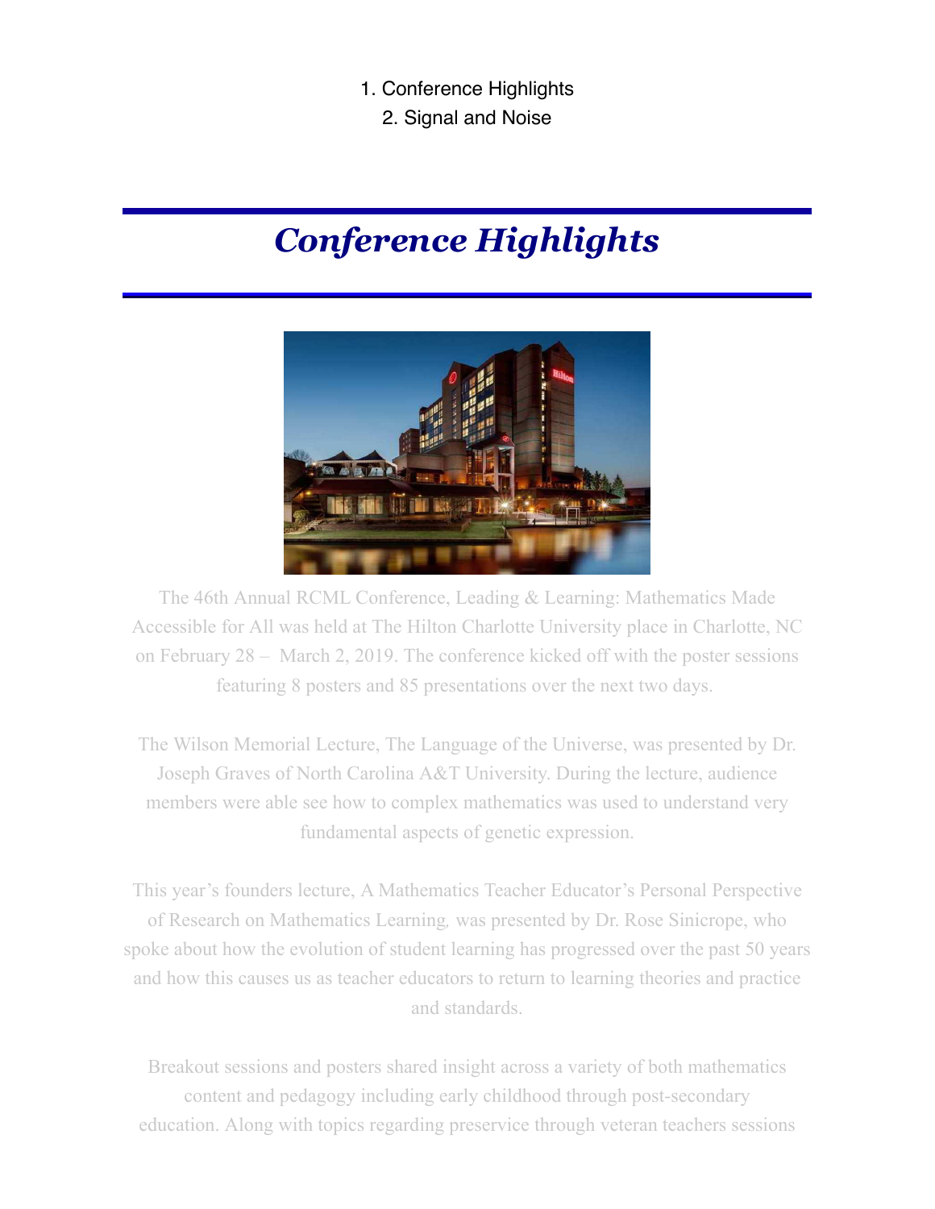1. Conference Highlights
2. Signal and Noise

# *Conference Highlights*

The 46th Annual RCML Conference, Leading & Learning: Mathematics Made Accessible for All was held at The Hilton Charlotte University place in Charlotte, NC on February 28 – March 2, 2019. The conference kicked off with the poster sessions featuring 8 posters and 85 presentations over the next two days.

The Wilson Memorial Lecture, The Language of the Universe, was presented by Dr. Joseph Graves of North Carolina A&T University. During the lecture, audience members were able see how to complex mathematics was used to understand very fundamental aspects of genetic expression.

This year's founders lecture, A Mathematics Teacher Educator's Personal Perspective of Research on Mathematics Learning*,* was presented by Dr. Rose Sinicrope, who spoke about how the evolution of student learning has progressed over the past 50 years and how this causes us as teacher educators to return to learning theories and practice and standards.

Breakout sessions and posters shared insight across a variety of both mathematics content and pedagogy including early childhood through post-secondary education. Along with topics regarding preservice through veteran teachers sessions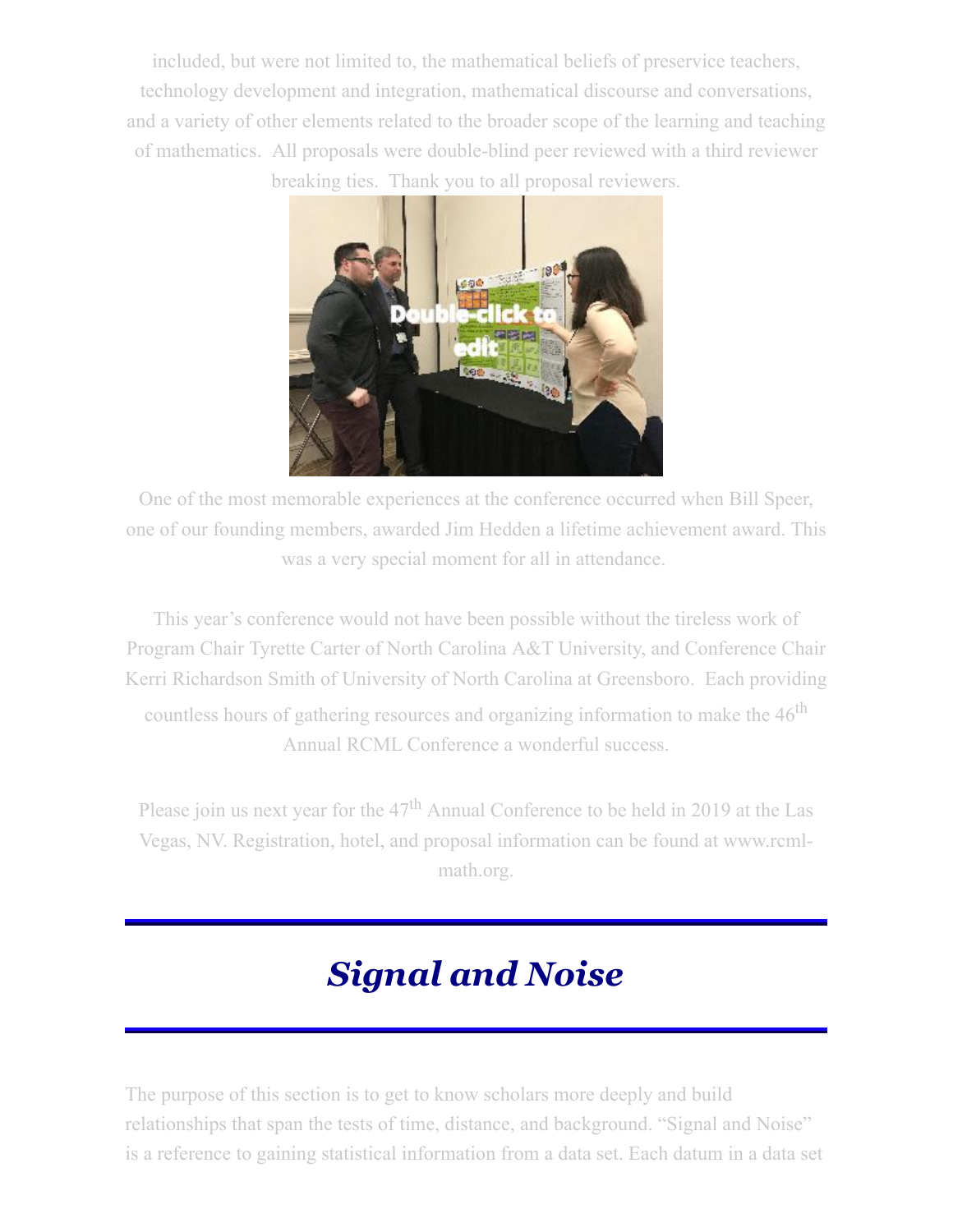included, but were not limited to, the mathematical beliefs of preservice teachers, technology development and integration, mathematical discourse and conversations, and a variety of other elements related to the broader scope of the learning and teaching of mathematics. All proposals were double-blind peer reviewed with a third reviewer breaking ties. Thank you to all proposal reviewers.

One of the most memorable experiences at the conference occurred when Bill Speer, one of our founding members, awarded Jim Hedden a lifetime achievement award. This was a very special moment for all in attendance.

This year's conference would not have been possible without the tireless work of Program Chair Tyrette Carter of North Carolina A&T University, and Conference Chair Kerri Richardson Smith of University of North Carolina at Greensboro. Each providing countless hours of gathering resources and organizing information to make the 46th Annual RCML Conference a wonderful success.

Please join us next year for the 47th Annual Conference to be held in 2019 at the Las Vegas, NV. Registration, hotel, and proposal information can be found at www.rcml-math.org.

---

# *Signal and Noise*

---

The purpose of this section is to get to know scholars more deeply and build relationships that span the tests of time, distance, and background. "Signal and Noise" is a reference to gaining statistical information from a data set. Each datum in a data set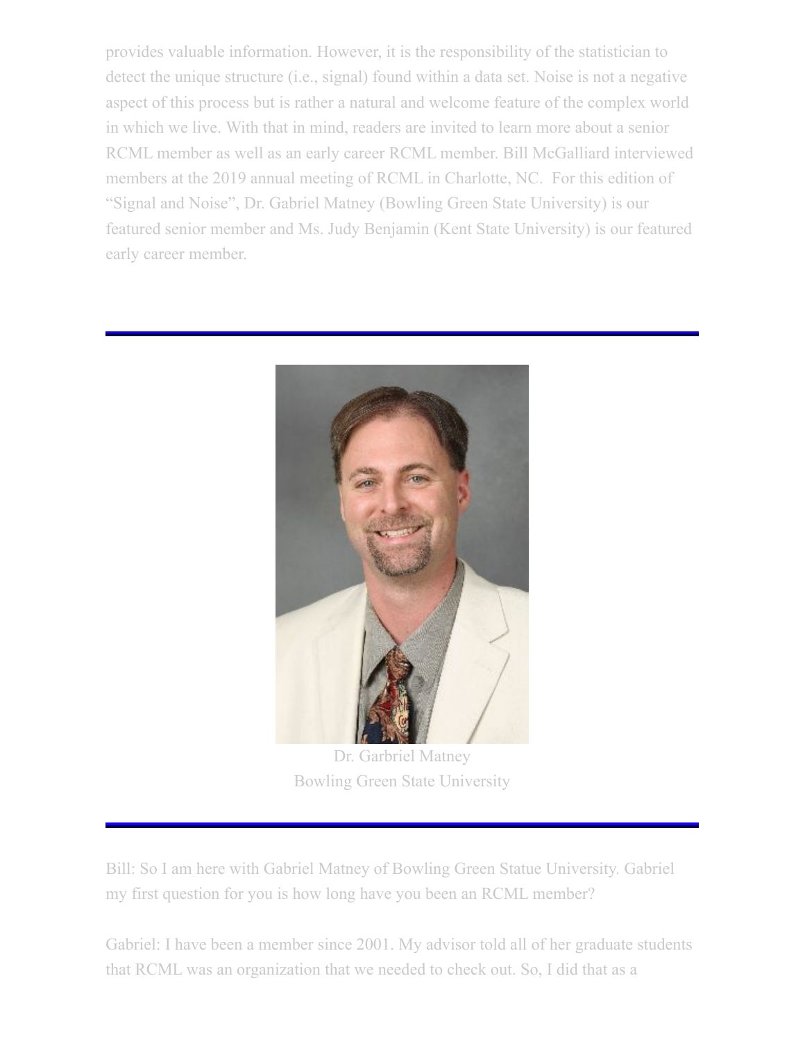provides valuable information. However, it is the responsibility of the statistician to detect the unique structure (i.e., signal) found within a data set. Noise is not a negative aspect of this process but is rather a natural and welcome feature of the complex world in which we live. With that in mind, readers are invited to learn more about a senior RCML member as well as an early career RCML member. Bill McGalliard interviewed members at the 2019 annual meeting of RCML in Charlotte, NC. For this edition of "Signal and Noise", Dr. Gabriel Matney (Bowling Green State University) is our featured senior member and Ms. Judy Benjamin (Kent State University) is our featured early career member.

---

Dr. Garbriel Matney
Bowling Green State University

---

Bill: So I am here with Gabriel Matney of Bowling Green Statue University. Gabriel my first question for you is how long have you been an RCML member?

Gabriel: I have been a member since 2001. My advisor told all of her graduate students that RCML was an organization that we needed to check out. So, I did that as a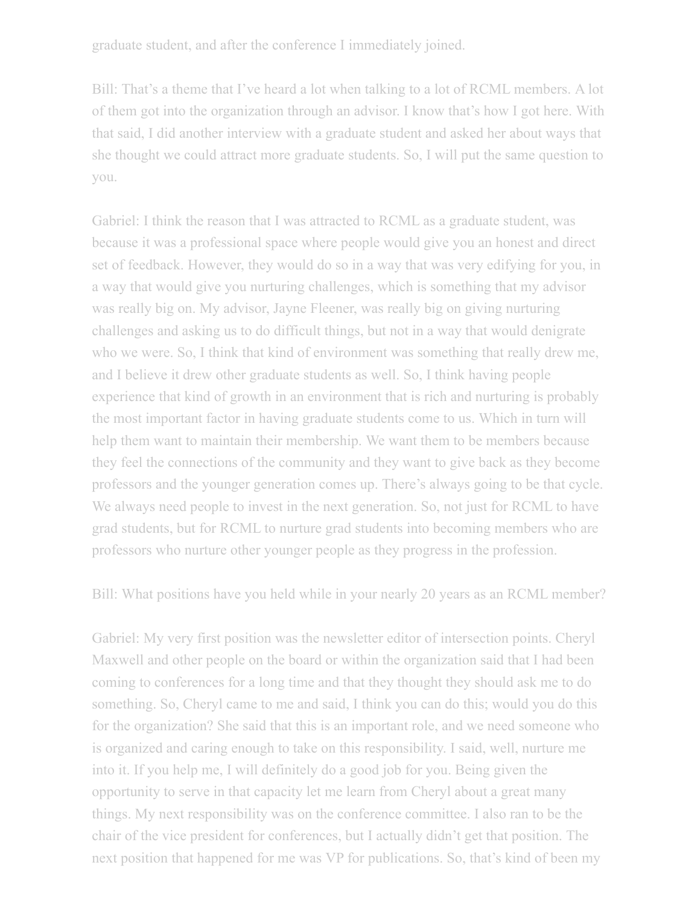graduate student, and after the conference I immediately joined.

Bill: That's a theme that I've heard a lot when talking to a lot of RCML members. A lot of them got into the organization through an advisor. I know that's how I got here. With that said, I did another interview with a graduate student and asked her about ways that she thought we could attract more graduate students. So, I will put the same question to you.

Gabriel: I think the reason that I was attracted to RCML as a graduate student, was because it was a professional space where people would give you an honest and direct set of feedback. However, they would do so in a way that was very edifying for you, in a way that would give you nurturing challenges, which is something that my advisor was really big on. My advisor, Jayne Fleener, was really big on giving nurturing challenges and asking us to do difficult things, but not in a way that would denigrate who we were. So, I think that kind of environment was something that really drew me, and I believe it drew other graduate students as well. So, I think having people experience that kind of growth in an environment that is rich and nurturing is probably the most important factor in having graduate students come to us. Which in turn will help them want to maintain their membership. We want them to be members because they feel the connections of the community and they want to give back as they become professors and the younger generation comes up. There's always going to be that cycle. We always need people to invest in the next generation. So, not just for RCML to have grad students, but for RCML to nurture grad students into becoming members who are professors who nurture other younger people as they progress in the profession.

Bill: What positions have you held while in your nearly 20 years as an RCML member?

Gabriel: My very first position was the newsletter editor of intersection points. Cheryl Maxwell and other people on the board or within the organization said that I had been coming to conferences for a long time and that they thought they should ask me to do something. So, Cheryl came to me and said, I think you can do this; would you do this for the organization? She said that this is an important role, and we need someone who is organized and caring enough to take on this responsibility. I said, well, nurture me into it. If you help me, I will definitely do a good job for you. Being given the opportunity to serve in that capacity let me learn from Cheryl about a great many things. My next responsibility was on the conference committee. I also ran to be the chair of the vice president for conferences, but I actually didn't get that position. The next position that happened for me was VP for publications. So, that's kind of been my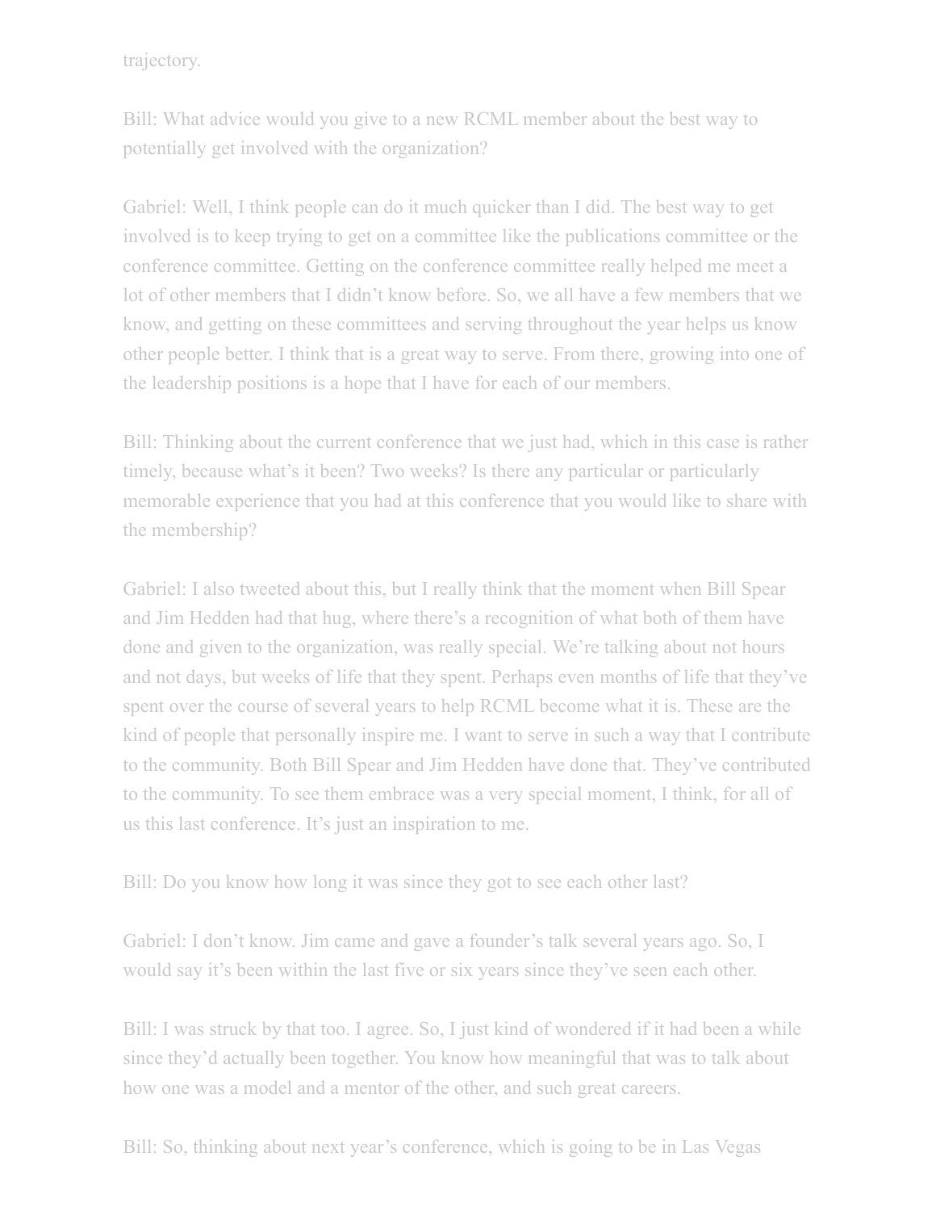trajectory.

Bill: What advice would you give to a new RCML member about the best way to potentially get involved with the organization?

Gabriel: Well, I think people can do it much quicker than I did. The best way to get involved is to keep trying to get on a committee like the publications committee or the conference committee. Getting on the conference committee really helped me meet a lot of other members that I didn't know before. So, we all have a few members that we know, and getting on these committees and serving throughout the year helps us know other people better. I think that is a great way to serve. From there, growing into one of the leadership positions is a hope that I have for each of our members.

Bill: Thinking about the current conference that we just had, which in this case is rather timely, because what's it been? Two weeks? Is there any particular or particularly memorable experience that you had at this conference that you would like to share with the membership?

Gabriel: I also tweeted about this, but I really think that the moment when Bill Spear and Jim Hedden had that hug, where there's a recognition of what both of them have done and given to the organization, was really special. We're talking about not hours and not days, but weeks of life that they spent. Perhaps even months of life that they've spent over the course of several years to help RCML become what it is. These are the kind of people that personally inspire me. I want to serve in such a way that I contribute to the community. Both Bill Spear and Jim Hedden have done that. They've contributed to the community. To see them embrace was a very special moment, I think, for all of us this last conference. It's just an inspiration to me.

Bill: Do you know how long it was since they got to see each other last?

Gabriel: I don't know. Jim came and gave a founder's talk several years ago. So, I would say it's been within the last five or six years since they've seen each other.

Bill: I was struck by that too. I agree. So, I just kind of wondered if it had been a while since they'd actually been together. You know how meaningful that was to talk about how one was a model and a mentor of the other, and such great careers.

Bill: So, thinking about next year's conference, which is going to be in Las Vegas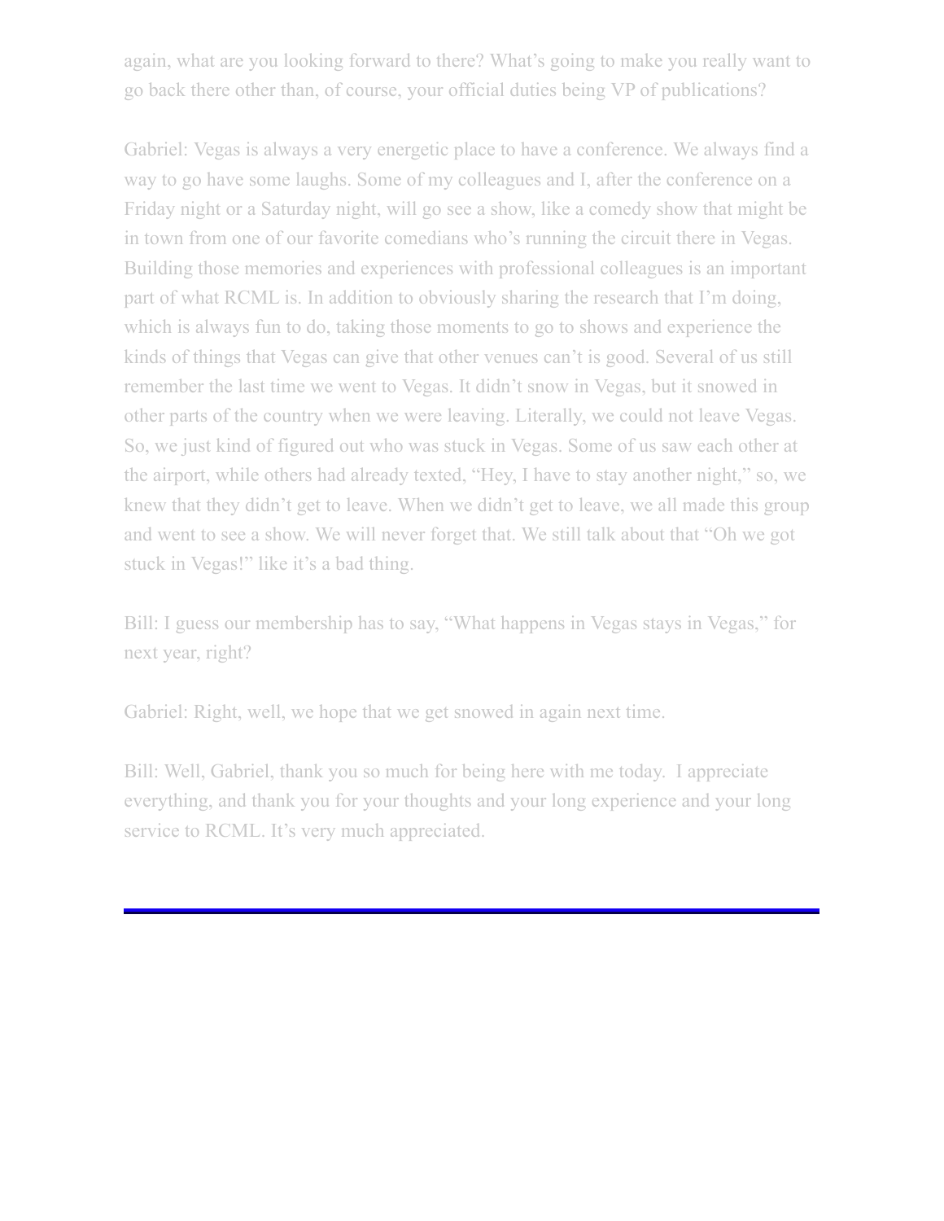again, what are you looking forward to there? What's going to make you really want to go back there other than, of course, your official duties being VP of publications?

Gabriel: Vegas is always a very energetic place to have a conference. We always find a way to go have some laughs. Some of my colleagues and I, after the conference on a Friday night or a Saturday night, will go see a show, like a comedy show that might be in town from one of our favorite comedians who's running the circuit there in Vegas. Building those memories and experiences with professional colleagues is an important part of what RCML is. In addition to obviously sharing the research that I'm doing, which is always fun to do, taking those moments to go to shows and experience the kinds of things that Vegas can give that other venues can't is good. Several of us still remember the last time we went to Vegas. It didn't snow in Vegas, but it snowed in other parts of the country when we were leaving. Literally, we could not leave Vegas. So, we just kind of figured out who was stuck in Vegas. Some of us saw each other at the airport, while others had already texted, "Hey, I have to stay another night," so, we knew that they didn't get to leave. When we didn't get to leave, we all made this group and went to see a show. We will never forget that. We still talk about that "Oh we got stuck in Vegas!" like it's a bad thing.

Bill: I guess our membership has to say, "What happens in Vegas stays in Vegas," for next year, right?

Gabriel: Right, well, we hope that we get snowed in again next time.

Bill: Well, Gabriel, thank you so much for being here with me today. I appreciate everything, and thank you for your thoughts and your long experience and your long service to RCML. It's very much appreciated.

---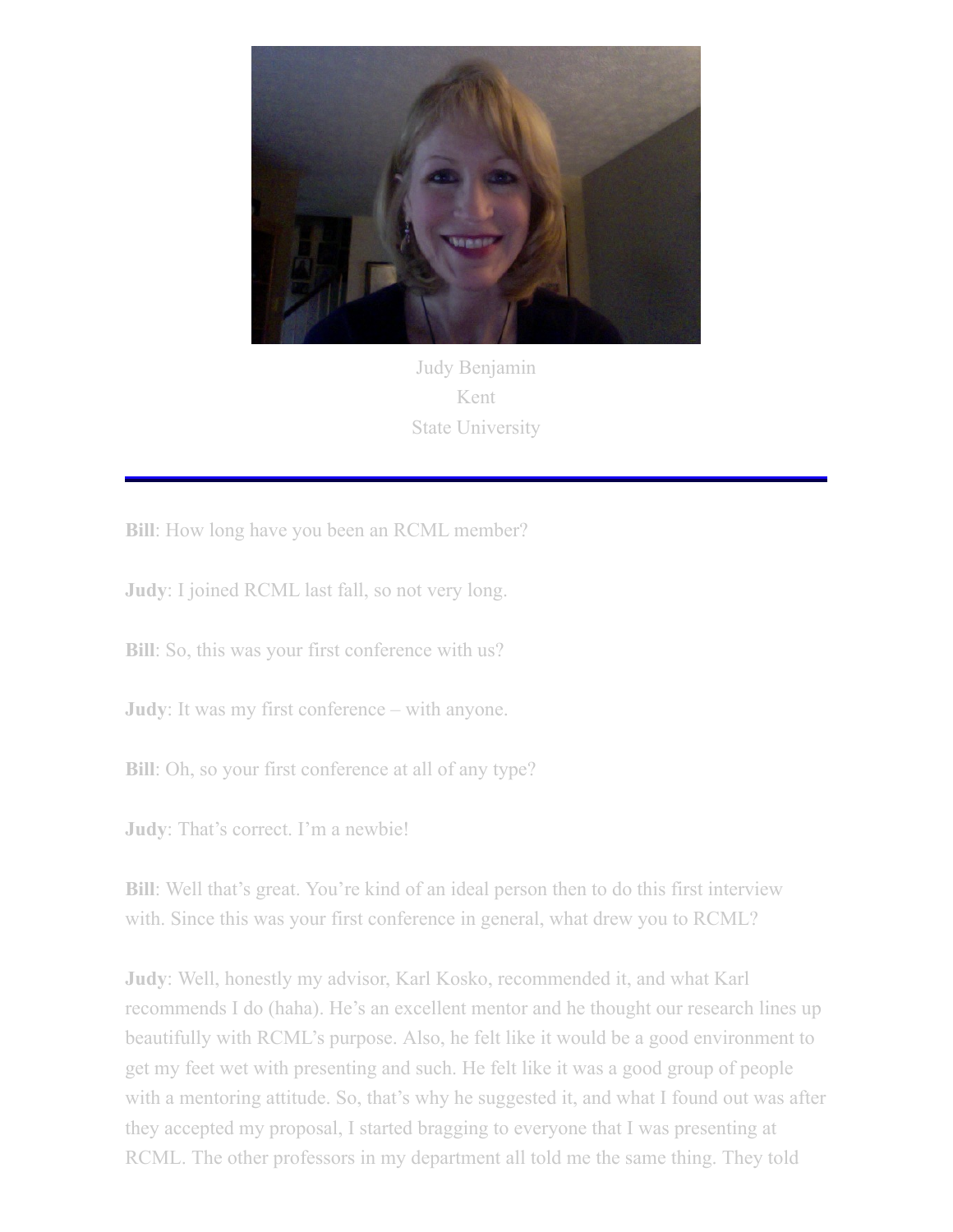Judy Benjamin
Kent
State University

---

**Bill**: How long have you been an RCML member?

**Judy**: I joined RCML last fall, so not very long.

**Bill**: So, this was your first conference with us?

**Judy**: It was my first conference – with anyone.

**Bill**: Oh, so your first conference at all of any type?

**Judy**: That's correct. I'm a newbie!

**Bill**: Well that's great. You're kind of an ideal person then to do this first interview with. Since this was your first conference in general, what drew you to RCML?

**Judy**: Well, honestly my advisor, Karl Kosko, recommended it, and what Karl recommends I do (haha). He's an excellent mentor and he thought our research lines up beautifully with RCML's purpose. Also, he felt like it would be a good environment to get my feet wet with presenting and such. He felt like it was a good group of people with a mentoring attitude. So, that's why he suggested it, and what I found out was after they accepted my proposal, I started bragging to everyone that I was presenting at RCML. The other professors in my department all told me the same thing. They told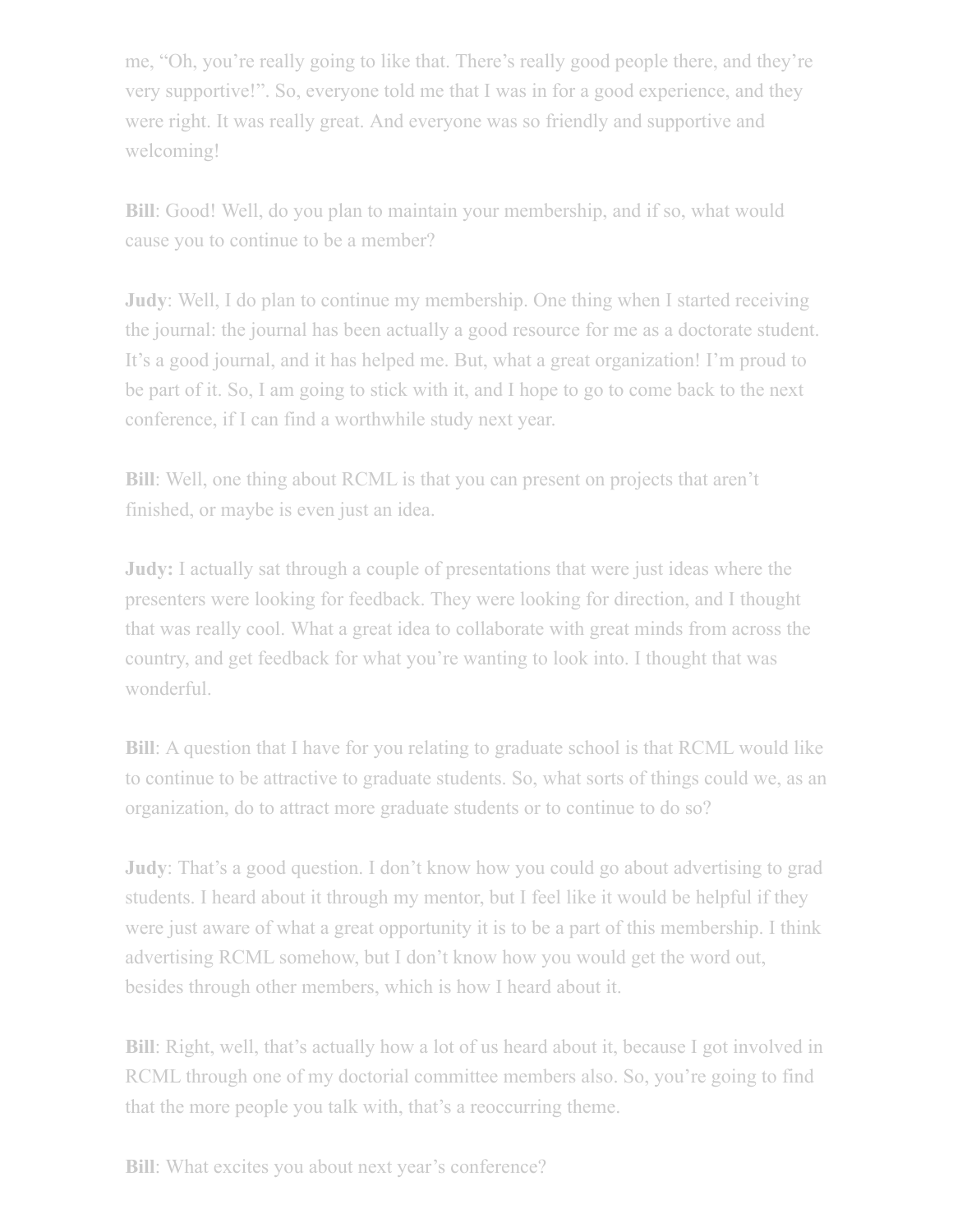me, “Oh, you’re really going to like that. There’s really good people there, and they’re very supportive!”. So, everyone told me that I was in for a good experience, and they were right. It was really great. And everyone was so friendly and supportive and welcoming!

**Bill**: Good! Well, do you plan to maintain your membership, and if so, what would cause you to continue to be a member?

**Judy**: Well, I do plan to continue my membership. One thing when I started receiving the journal: the journal has been actually a good resource for me as a doctorate student. It’s a good journal, and it has helped me. But, what a great organization! I’m proud to be part of it. So, I am going to stick with it, and I hope to go to come back to the next conference, if I can find a worthwhile study next year.

**Bill**: Well, one thing about RCML is that you can present on projects that aren’t finished, or maybe is even just an idea.

**Judy:** I actually sat through a couple of presentations that were just ideas where the presenters were looking for feedback. They were looking for direction, and I thought that was really cool. What a great idea to collaborate with great minds from across the country, and get feedback for what you’re wanting to look into. I thought that was wonderful.

**Bill**: A question that I have for you relating to graduate school is that RCML would like to continue to be attractive to graduate students. So, what sorts of things could we, as an organization, do to attract more graduate students or to continue to do so?

**Judy**: That’s a good question. I don’t know how you could go about advertising to grad students. I heard about it through my mentor, but I feel like it would be helpful if they were just aware of what a great opportunity it is to be a part of this membership. I think advertising RCML somehow, but I don’t know how you would get the word out, besides through other members, which is how I heard about it.

**Bill**: Right, well, that’s actually how a lot of us heard about it, because I got involved in RCML through one of my doctorial committee members also. So, you’re going to find that the more people you talk with, that’s a reoccurring theme.

**Bill**: What excites you about next year’s conference?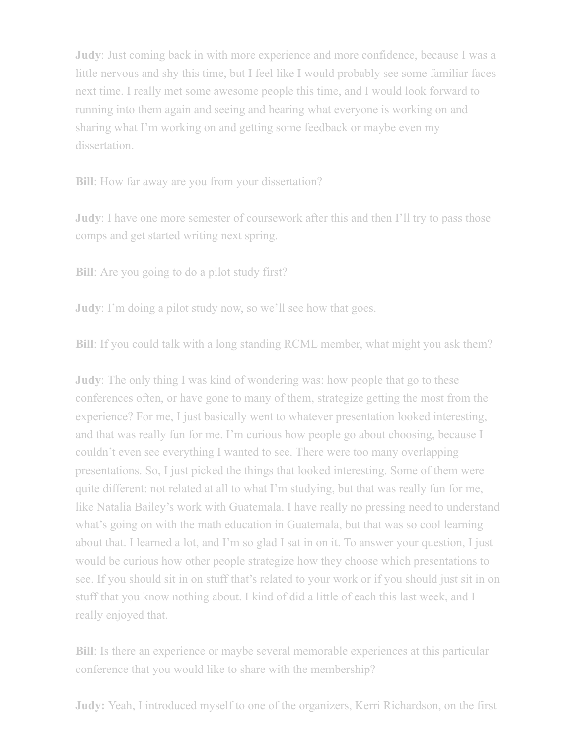**Judy**: Just coming back in with more experience and more confidence, because I was a little nervous and shy this time, but I feel like I would probably see some familiar faces next time. I really met some awesome people this time, and I would look forward to running into them again and seeing and hearing what everyone is working on and sharing what I'm working on and getting some feedback or maybe even my dissertation.

**Bill**: How far away are you from your dissertation?

**Judy**: I have one more semester of coursework after this and then I'll try to pass those comps and get started writing next spring.

**Bill**: Are you going to do a pilot study first?

**Judy**: I'm doing a pilot study now, so we'll see how that goes.

**Bill**: If you could talk with a long standing RCML member, what might you ask them?

**Judy**: The only thing I was kind of wondering was: how people that go to these conferences often, or have gone to many of them, strategize getting the most from the experience? For me, I just basically went to whatever presentation looked interesting, and that was really fun for me. I'm curious how people go about choosing, because I couldn't even see everything I wanted to see. There were too many overlapping presentations. So, I just picked the things that looked interesting. Some of them were quite different: not related at all to what I'm studying, but that was really fun for me, like Natalia Bailey's work with Guatemala. I have really no pressing need to understand what's going on with the math education in Guatemala, but that was so cool learning about that. I learned a lot, and I'm so glad I sat in on it. To answer your question, I just would be curious how other people strategize how they choose which presentations to see. If you should sit in on stuff that's related to your work or if you should just sit in on stuff that you know nothing about. I kind of did a little of each this last week, and I really enjoyed that.

**Bill**: Is there an experience or maybe several memorable experiences at this particular conference that you would like to share with the membership?

**Judy:** Yeah, I introduced myself to one of the organizers, Kerri Richardson, on the first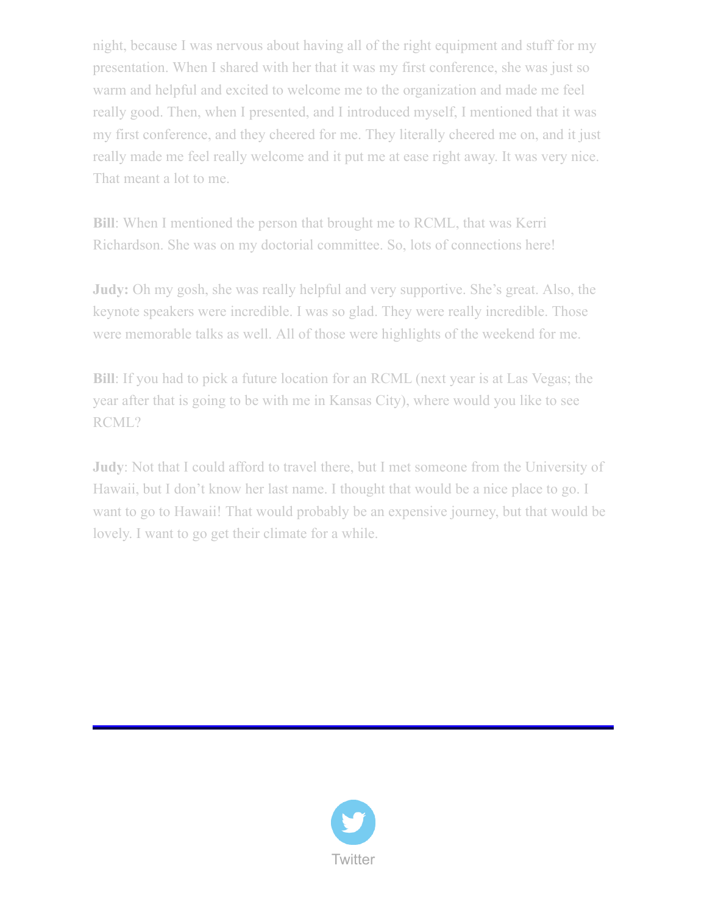night, because I was nervous about having all of the right equipment and stuff for my presentation. When I shared with her that it was my first conference, she was just so warm and helpful and excited to welcome me to the organization and made me feel really good. Then, when I presented, and I introduced myself, I mentioned that it was my first conference, and they cheered for me. They literally cheered me on, and it just really made me feel really welcome and it put me at ease right away. It was very nice. That meant a lot to me.

**Bill**: When I mentioned the person that brought me to RCML, that was Kerri Richardson. She was on my doctorial committee. So, lots of connections here!

**Judy:** Oh my gosh, she was really helpful and very supportive. She's great. Also, the keynote speakers were incredible. I was so glad. They were really incredible. Those were memorable talks as well. All of those were highlights of the weekend for me.

**Bill**: If you had to pick a future location for an RCML (next year is at Las Vegas; the year after that is going to be with me in Kansas City), where would you like to see RCML?

**Judy**: Not that I could afford to travel there, but I met someone from the University of Hawaii, but I don't know her last name. I thought that would be a nice place to go. I want to go to Hawaii! That would probably be an expensive journey, but that would be lovely. I want to go get their climate for a while.

---

Twitter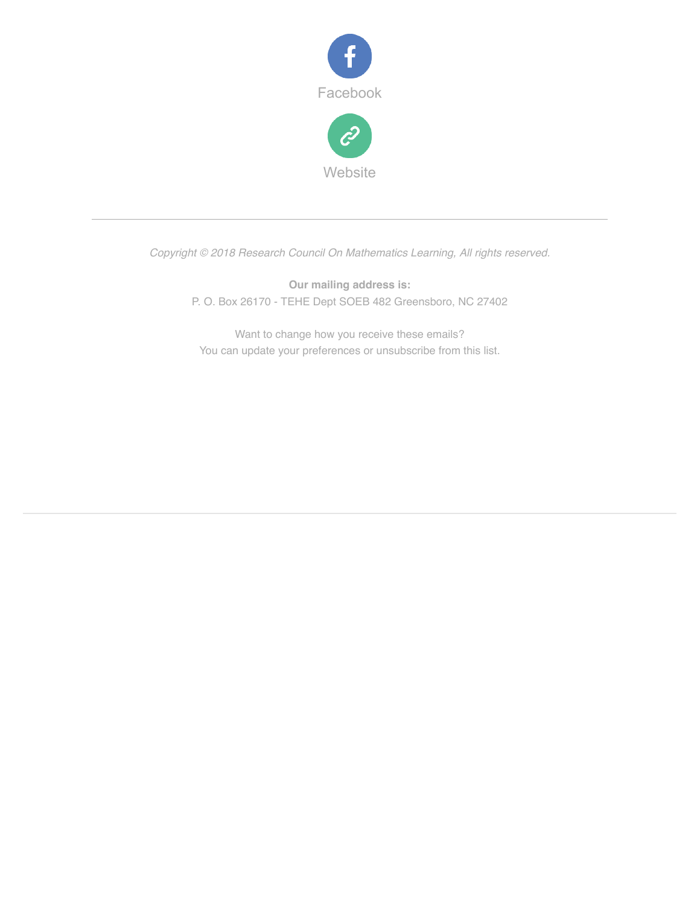Facebook

Website

---

*Copyright © 2018 Research Council On Mathematics Learning, All rights reserved.*

**Our mailing address is:**
P. O. Box 26170 - TEHE Dept SOEB 482 Greensboro, NC 27402

Want to change how you receive these emails?
You can update your preferences or unsubscribe from this list.